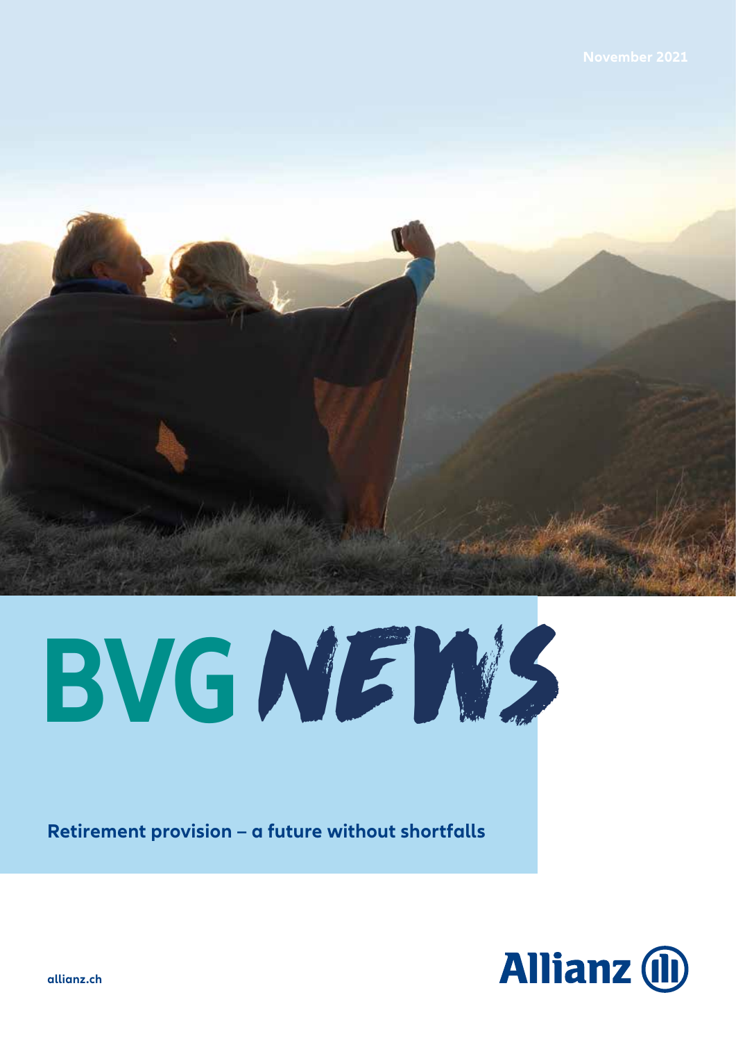November 2021

# BVG NEWS

**Retirement provision – a future without shortfalls**

Allianz

allianz.ch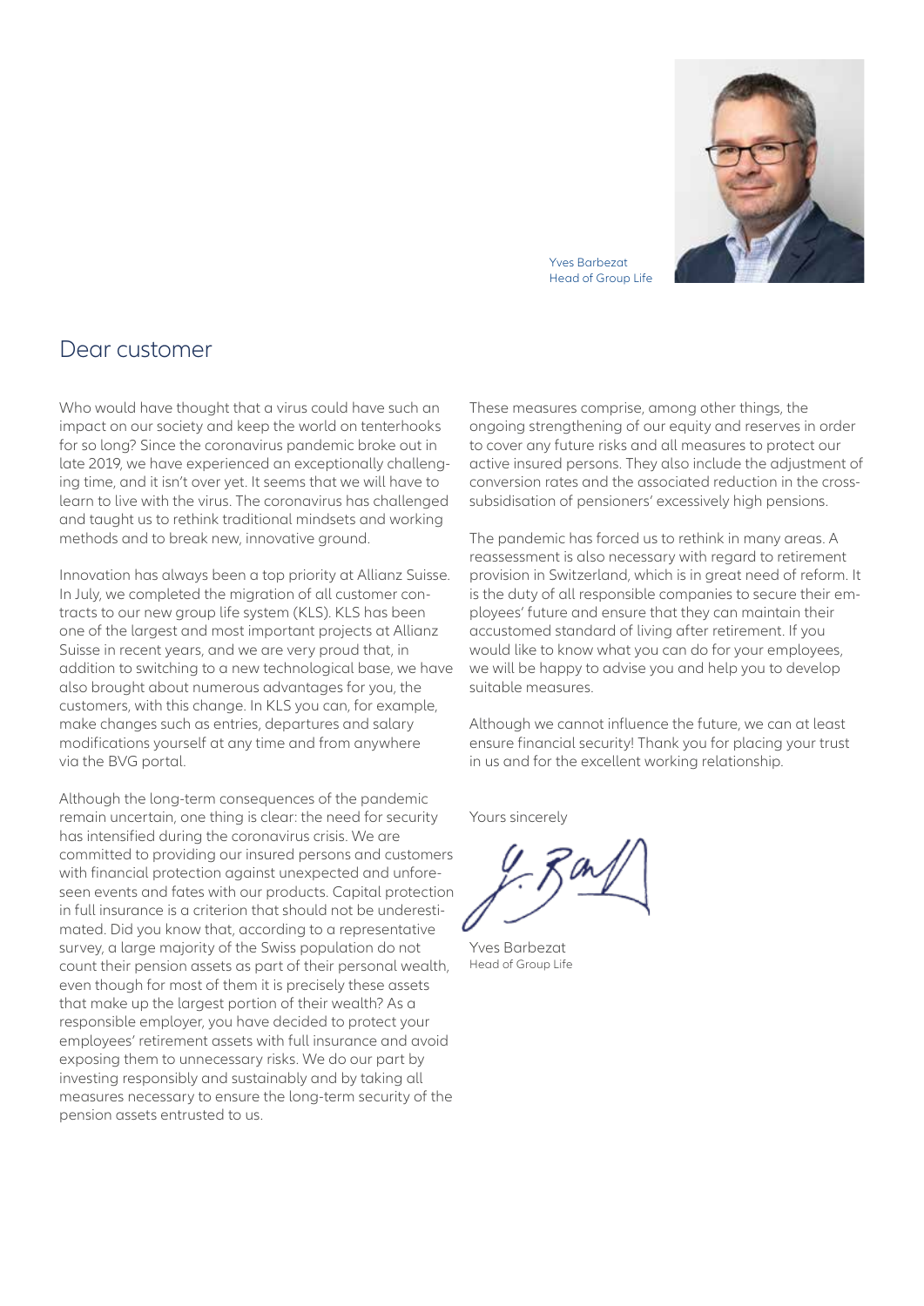Yves Barbezat
Head of Group Life

## Dear customer

Who would have thought that a virus could have such an impact on our society and keep the world on tenterhooks for so long? Since the coronavirus pandemic broke out in late 2019, we have experienced an exceptionally challenging time, and it isn't over yet. It seems that we will have to learn to live with the virus. The coronavirus has challenged and taught us to rethink traditional mindsets and working methods and to break new, innovative ground.

Innovation has always been a top priority at Allianz Suisse. In July, we completed the migration of all customer contracts to our new group life system (KLS). KLS has been one of the largest and most important projects at Allianz Suisse in recent years, and we are very proud that, in addition to switching to a new technological base, we have also brought about numerous advantages for you, the customers, with this change. In KLS you can, for example, make changes such as entries, departures and salary modifications yourself at any time and from anywhere via the BVG portal.

Although the long-term consequences of the pandemic remain uncertain, one thing is clear: the need for security has intensified during the coronavirus crisis. We are committed to providing our insured persons and customers with financial protection against unexpected and unforeseen events and fates with our products. Capital protection in full insurance is a criterion that should not be underestimated. Did you know that, according to a representative survey, a large majority of the Swiss population do not count their pension assets as part of their personal wealth, even though for most of them it is precisely these assets that make up the largest portion of their wealth? As a responsible employer, you have decided to protect your employees' retirement assets with full insurance and avoid exposing them to unnecessary risks. We do our part by investing responsibly and sustainably and by taking all measures necessary to ensure the long-term security of the pension assets entrusted to us.

These measures comprise, among other things, the ongoing strengthening of our equity and reserves in order to cover any future risks and all measures to protect our active insured persons. They also include the adjustment of conversion rates and the associated reduction in the cross-subsidisation of pensioners' excessively high pensions.

The pandemic has forced us to rethink in many areas. A reassessment is also necessary with regard to retirement provision in Switzerland, which is in great need of reform. It is the duty of all responsible companies to secure their employees' future and ensure that they can maintain their accustomed standard of living after retirement. If you would like to know what you can do for your employees, we will be happy to advise you and help you to develop suitable measures.

Although we cannot influence the future, we can at least ensure financial security! Thank you for placing your trust in us and for the excellent working relationship.

Yours sincerely

Yves Barbezat
Head of Group Life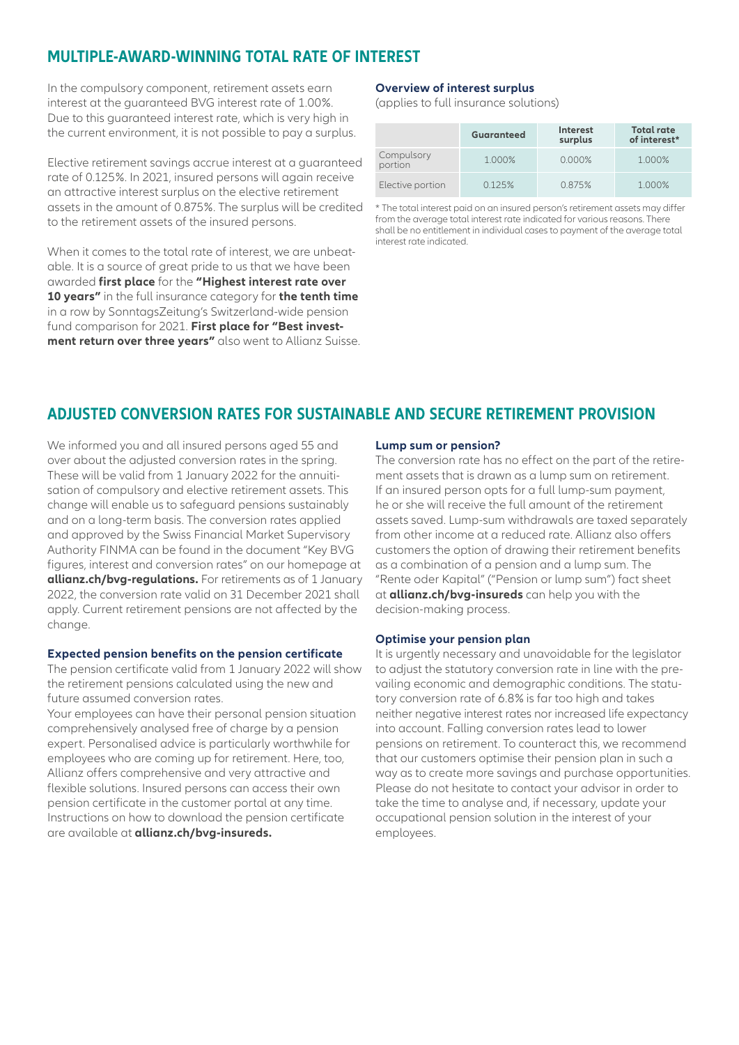## MULTIPLE-AWARD-WINNING TOTAL RATE OF INTEREST

In the compulsory component, retirement assets earn interest at the guaranteed BVG interest rate of 1.00%. Due to this guaranteed interest rate, which is very high in the current environment, it is not possible to pay a surplus.

Elective retirement savings accrue interest at a guaranteed rate of 0.125%. In 2021, insured persons will again receive an attractive interest surplus on the elective retirement assets in the amount of 0.875%. The surplus will be credited to the retirement assets of the insured persons.

When it comes to the total rate of interest, we are unbeatable. It is a source of great pride to us that we have been awarded **first place** for the **"Highest interest rate over 10 years"** in the full insurance category for **the tenth time** in a row by SonntagsZeitung's Switzerland-wide pension fund comparison for 2021. **First place for "Best investment return over three years"** also went to Allianz Suisse.

### Overview of interest surplus

(applies to full insurance solutions)

| | Guaranteed | Interest surplus | Total rate of interest* |
|---|---|---|---|
| Compulsory portion | 1.000% | 0.000% | 1.000% |
| Elective portion | 0.125% | 0.875% | 1.000% |

* The total interest paid on an insured person's retirement assets may differ from the average total interest rate indicated for various reasons. There shall be no entitlement in individual cases to payment of the average total interest rate indicated.

## ADJUSTED CONVERSION RATES FOR SUSTAINABLE AND SECURE RETIREMENT PROVISION

We informed you and all insured persons aged 55 and over about the adjusted conversion rates in the spring. These will be valid from 1 January 2022 for the annuitisation of compulsory and elective retirement assets. This change will enable us to safeguard pensions sustainably and on a long-term basis. The conversion rates applied and approved by the Swiss Financial Market Supervisory Authority FINMA can be found in the document "Key BVG figures, interest and conversion rates" on our homepage at **allianz.ch/bvg-regulations.** For retirements as of 1 January 2022, the conversion rate valid on 31 December 2021 shall apply. Current retirement pensions are not affected by the change.

### Expected pension benefits on the pension certificate

The pension certificate valid from 1 January 2022 will show the retirement pensions calculated using the new and future assumed conversion rates.

Your employees can have their personal pension situation comprehensively analysed free of charge by a pension expert. Personalised advice is particularly worthwhile for employees who are coming up for retirement. Here, too, Allianz offers comprehensive and very attractive and flexible solutions. Insured persons can access their own pension certificate in the customer portal at any time. Instructions on how to download the pension certificate are available at **allianz.ch/bvg-insureds.**

### Lump sum or pension?

The conversion rate has no effect on the part of the retirement assets that is drawn as a lump sum on retirement. If an insured person opts for a full lump-sum payment, he or she will receive the full amount of the retirement assets saved. Lump-sum withdrawals are taxed separately from other income at a reduced rate. Allianz also offers customers the option of drawing their retirement benefits as a combination of a pension and a lump sum. The "Rente oder Kapital" ("Pension or lump sum") fact sheet at **allianz.ch/bvg-insureds** can help you with the decision-making process.

### Optimise your pension plan

It is urgently necessary and unavoidable for the legislator to adjust the statutory conversion rate in line with the prevailing economic and demographic conditions. The statutory conversion rate of 6.8% is far too high and takes neither negative interest rates nor increased life expectancy into account. Falling conversion rates lead to lower pensions on retirement. To counteract this, we recommend that our customers optimise their pension plan in such a way as to create more savings and purchase opportunities. Please do not hesitate to contact your advisor in order to take the time to analyse and, if necessary, update your occupational pension solution in the interest of your employees.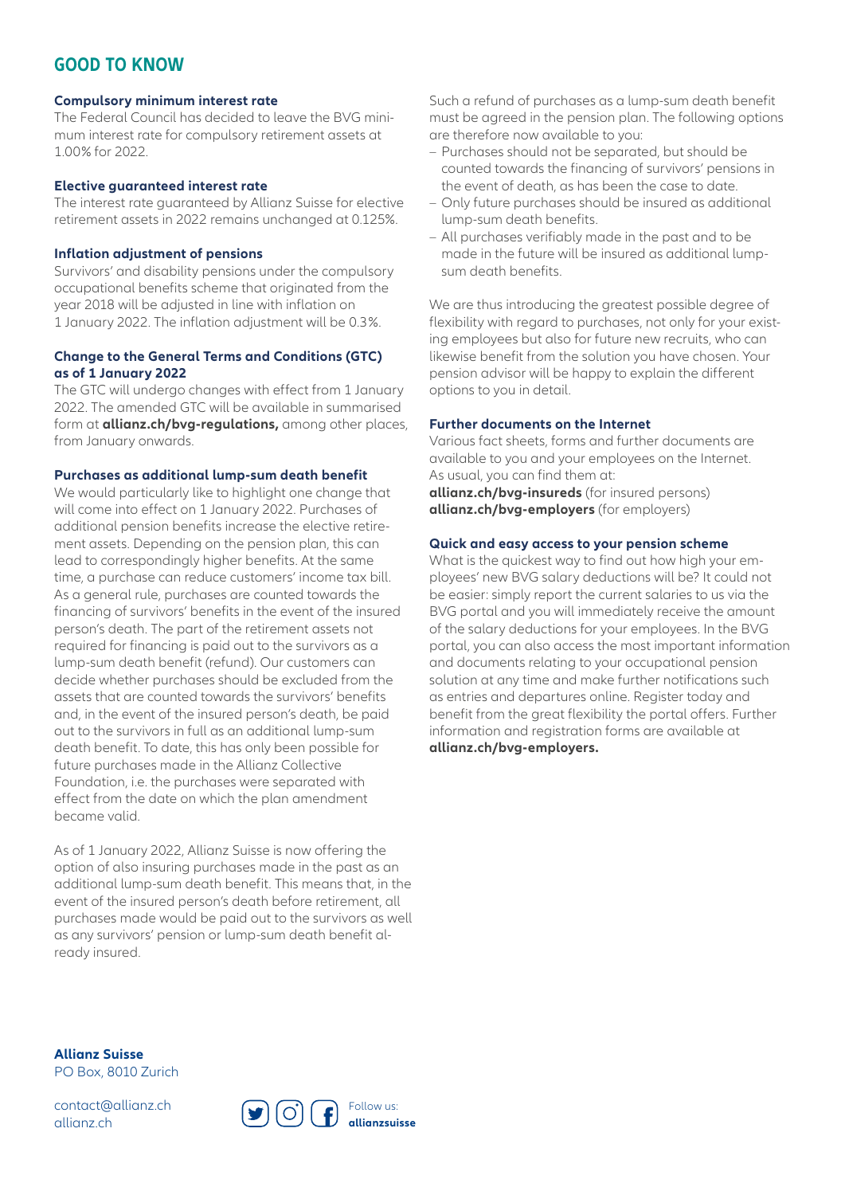# GOOD TO KNOW

### Compulsory minimum interest rate

The Federal Council has decided to leave the BVG minimum interest rate for compulsory retirement assets at 1.00% for 2022.

### Elective guaranteed interest rate

The interest rate guaranteed by Allianz Suisse for elective retirement assets in 2022 remains unchanged at 0.125%.

### Inflation adjustment of pensions

Survivors' and disability pensions under the compulsory occupational benefits scheme that originated from the year 2018 will be adjusted in line with inflation on 1 January 2022. The inflation adjustment will be 0.3%.

### Change to the General Terms and Conditions (GTC) as of 1 January 2022

The GTC will undergo changes with effect from 1 January 2022. The amended GTC will be available in summarised form at **allianz.ch/bvg-regulations,** among other places, from January onwards.

### Purchases as additional lump-sum death benefit

We would particularly like to highlight one change that will come into effect on 1 January 2022. Purchases of additional pension benefits increase the elective retirement assets. Depending on the pension plan, this can lead to correspondingly higher benefits. At the same time, a purchase can reduce customers' income tax bill. As a general rule, purchases are counted towards the financing of survivors' benefits in the event of the insured person's death. The part of the retirement assets not required for financing is paid out to the survivors as a lump-sum death benefit (refund). Our customers can decide whether purchases should be excluded from the assets that are counted towards the survivors' benefits and, in the event of the insured person's death, be paid out to the survivors in full as an additional lump-sum death benefit. To date, this has only been possible for future purchases made in the Allianz Collective Foundation, i.e. the purchases were separated with effect from the date on which the plan amendment became valid.

As of 1 January 2022, Allianz Suisse is now offering the option of also insuring purchases made in the past as an additional lump-sum death benefit. This means that, in the event of the insured person's death before retirement, all purchases made would be paid out to the survivors as well as any survivors' pension or lump-sum death benefit already insured.

Such a refund of purchases as a lump-sum death benefit must be agreed in the pension plan. The following options are therefore now available to you:

- Purchases should not be separated, but should be counted towards the financing of survivors' pensions in the event of death, as has been the case to date.
- Only future purchases should be insured as additional lump-sum death benefits.
- All purchases verifiably made in the past and to be made in the future will be insured as additional lump-sum death benefits.

We are thus introducing the greatest possible degree of flexibility with regard to purchases, not only for your existing employees but also for future new recruits, who can likewise benefit from the solution you have chosen. Your pension advisor will be happy to explain the different options to you in detail.

### Further documents on the Internet

Various fact sheets, forms and further documents are available to you and your employees on the Internet. As usual, you can find them at:
**allianz.ch/bvg-insureds** (for insured persons)
**allianz.ch/bvg-employers** (for employers)

### Quick and easy access to your pension scheme

What is the quickest way to find out how high your employees' new BVG salary deductions will be? It could not be easier: simply report the current salaries to us via the BVG portal and you will immediately receive the amount of the salary deductions for your employees. In the BVG portal, you can also access the most important information and documents relating to your occupational pension solution at any time and make further notifications such as entries and departures online. Register today and benefit from the great flexibility the portal offers. Further information and registration forms are available at **allianz.ch/bvg-employers.**

**Allianz Suisse**
PO Box, 8010 Zurich

contact@allianz.ch
allianz.ch

Follow us:
**allianzsuisse**